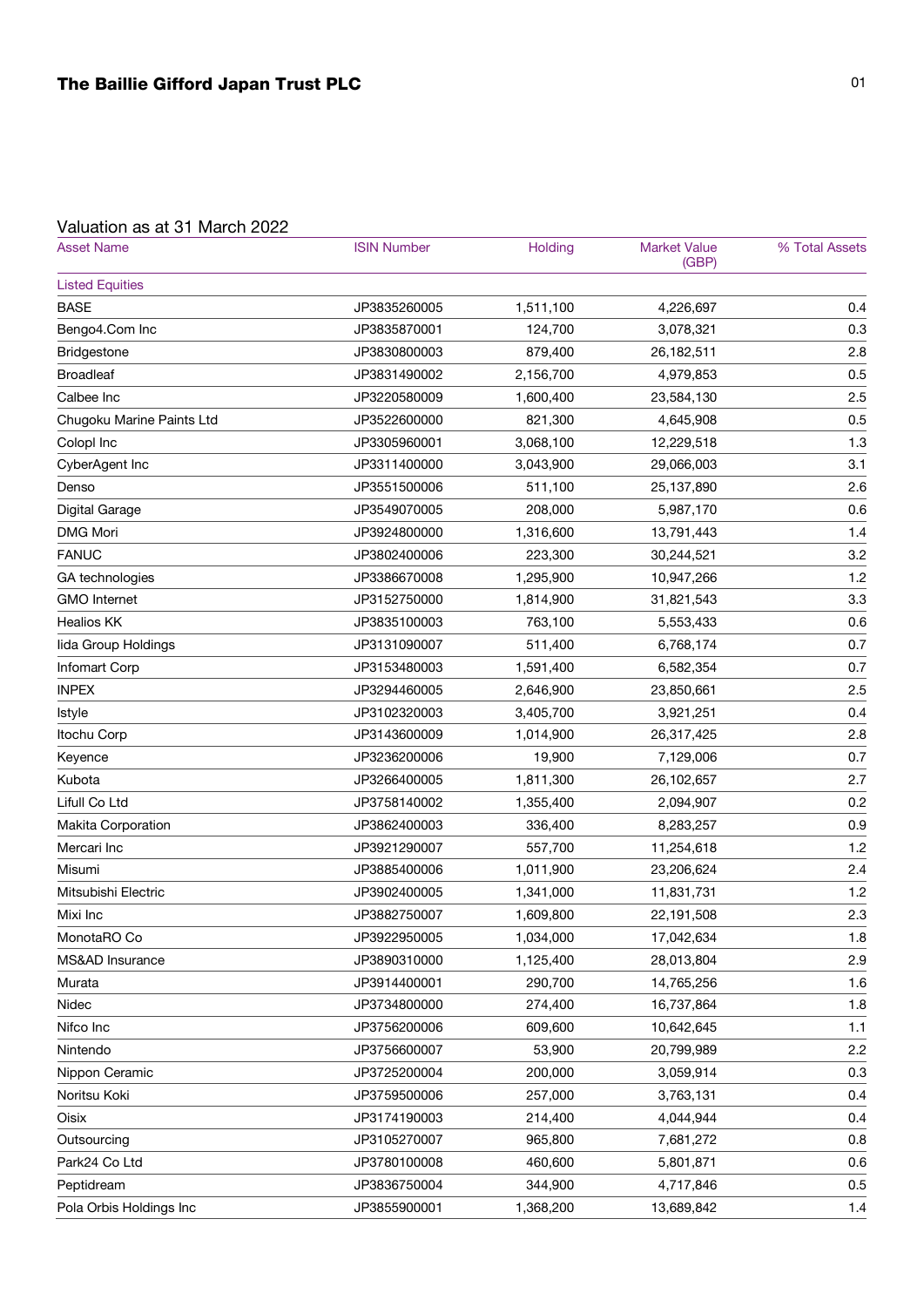# The Baillie Gifford Japan Trust PLC

## Valuation as at 31 March 2022

| Asset Name | ISIN Number | Holding | Market Value (GBP) | % Total Assets |
|---|---|---|---|---|
| Listed Equities | | | | |
| BASE | JP3835260005 | 1,511,100 | 4,226,697 | 0.4 |
| Bengo4.Com Inc | JP3835870001 | 124,700 | 3,078,321 | 0.3 |
| Bridgestone | JP3830800003 | 879,400 | 26,182,511 | 2.8 |
| Broadleaf | JP3831490002 | 2,156,700 | 4,979,853 | 0.5 |
| Calbee Inc | JP3220580009 | 1,600,400 | 23,584,130 | 2.5 |
| Chugoku Marine Paints Ltd | JP3522600000 | 821,300 | 4,645,908 | 0.5 |
| Colopl Inc | JP3305960001 | 3,068,100 | 12,229,518 | 1.3 |
| CyberAgent Inc | JP3311400000 | 3,043,900 | 29,066,003 | 3.1 |
| Denso | JP3551500006 | 511,100 | 25,137,890 | 2.6 |
| Digital Garage | JP3549070005 | 208,000 | 5,987,170 | 0.6 |
| DMG Mori | JP3924800000 | 1,316,600 | 13,791,443 | 1.4 |
| FANUC | JP3802400006 | 223,300 | 30,244,521 | 3.2 |
| GA technologies | JP3386670008 | 1,295,900 | 10,947,266 | 1.2 |
| GMO Internet | JP3152750000 | 1,814,900 | 31,821,543 | 3.3 |
| Healios KK | JP3835100003 | 763,100 | 5,553,433 | 0.6 |
| Iida Group Holdings | JP3131090007 | 511,400 | 6,768,174 | 0.7 |
| Infomart Corp | JP3153480003 | 1,591,400 | 6,582,354 | 0.7 |
| INPEX | JP3294460005 | 2,646,900 | 23,850,661 | 2.5 |
| Istyle | JP3102320003 | 3,405,700 | 3,921,251 | 0.4 |
| Itochu Corp | JP3143600009 | 1,014,900 | 26,317,425 | 2.8 |
| Keyence | JP3236200006 | 19,900 | 7,129,006 | 0.7 |
| Kubota | JP3266400005 | 1,811,300 | 26,102,657 | 2.7 |
| Lifull Co Ltd | JP3758140002 | 1,355,400 | 2,094,907 | 0.2 |
| Makita Corporation | JP3862400003 | 336,400 | 8,283,257 | 0.9 |
| Mercari Inc | JP3921290007 | 557,700 | 11,254,618 | 1.2 |
| Misumi | JP3885400006 | 1,011,900 | 23,206,624 | 2.4 |
| Mitsubishi Electric | JP3902400005 | 1,341,000 | 11,831,731 | 1.2 |
| Mixi Inc | JP3882750007 | 1,609,800 | 22,191,508 | 2.3 |
| MonotaRO Co | JP3922950005 | 1,034,000 | 17,042,634 | 1.8 |
| MS&AD Insurance | JP3890310000 | 1,125,400 | 28,013,804 | 2.9 |
| Murata | JP3914400001 | 290,700 | 14,765,256 | 1.6 |
| Nidec | JP3734800000 | 274,400 | 16,737,864 | 1.8 |
| Nifco Inc | JP3756200006 | 609,600 | 10,642,645 | 1.1 |
| Nintendo | JP3756600007 | 53,900 | 20,799,989 | 2.2 |
| Nippon Ceramic | JP3725200004 | 200,000 | 3,059,914 | 0.3 |
| Noritsu Koki | JP3759500006 | 257,000 | 3,763,131 | 0.4 |
| Oisix | JP3174190003 | 214,400 | 4,044,944 | 0.4 |
| Outsourcing | JP3105270007 | 965,800 | 7,681,272 | 0.8 |
| Park24 Co Ltd | JP3780100008 | 460,600 | 5,801,871 | 0.6 |
| Peptidream | JP3836750004 | 344,900 | 4,717,846 | 0.5 |
| Pola Orbis Holdings Inc | JP3855900001 | 1,368,200 | 13,689,842 | 1.4 |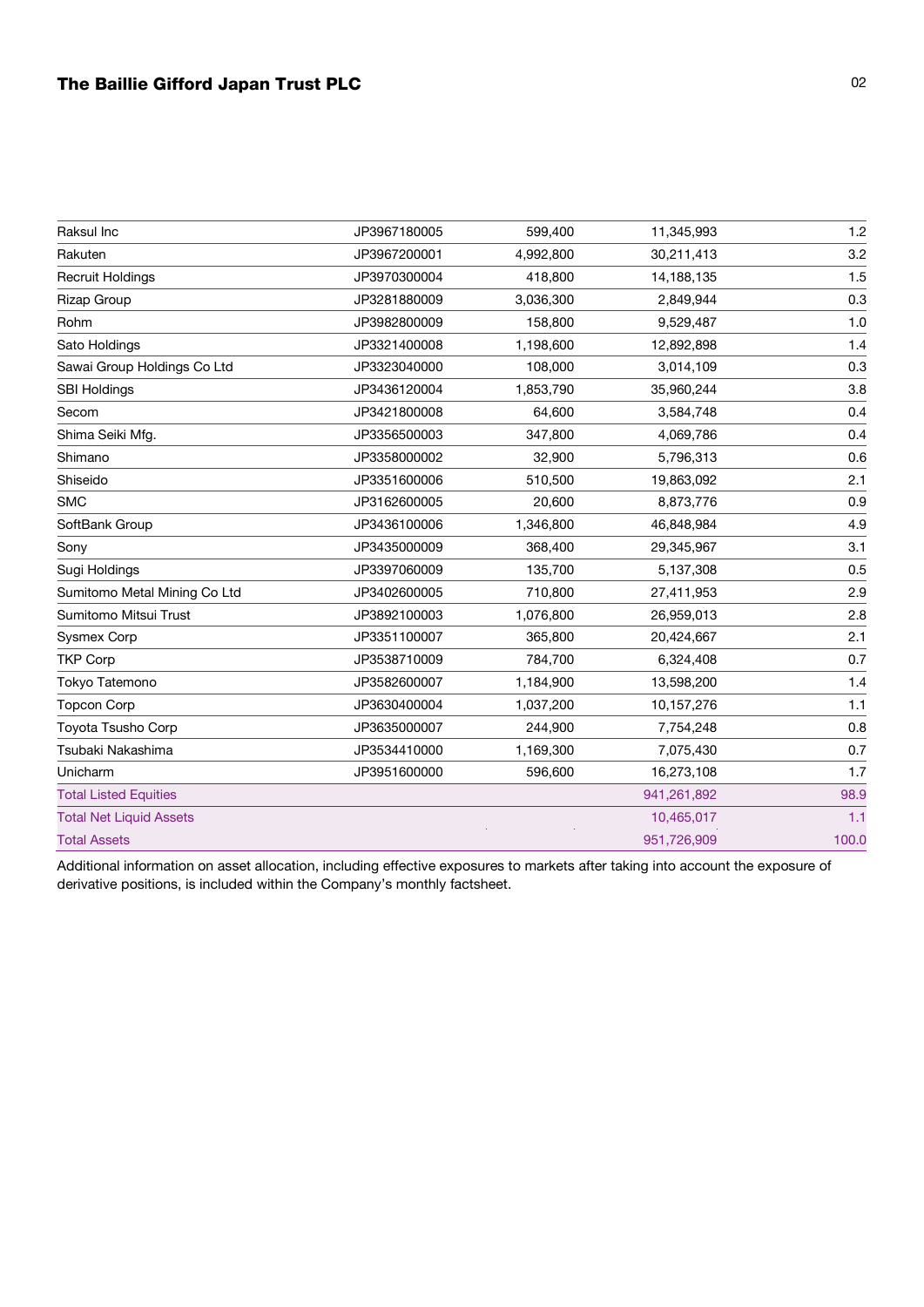| | | | | |
|---|---|---|---|---|
| Raksul Inc | JP3967180005 | 599,400 | 11,345,993 | 1.2 |
| Rakuten | JP3967200001 | 4,992,800 | 30,211,413 | 3.2 |
| Recruit Holdings | JP3970300004 | 418,800 | 14,188,135 | 1.5 |
| Rizap Group | JP3281880009 | 3,036,300 | 2,849,944 | 0.3 |
| Rohm | JP3982800009 | 158,800 | 9,529,487 | 1.0 |
| Sato Holdings | JP3321400008 | 1,198,600 | 12,892,898 | 1.4 |
| Sawai Group Holdings Co Ltd | JP3323040000 | 108,000 | 3,014,109 | 0.3 |
| SBI Holdings | JP3436120004 | 1,853,790 | 35,960,244 | 3.8 |
| Secom | JP3421800008 | 64,600 | 3,584,748 | 0.4 |
| Shima Seiki Mfg. | JP3356500003 | 347,800 | 4,069,786 | 0.4 |
| Shimano | JP3358000002 | 32,900 | 5,796,313 | 0.6 |
| Shiseido | JP3351600006 | 510,500 | 19,863,092 | 2.1 |
| SMC | JP3162600005 | 20,600 | 8,873,776 | 0.9 |
| SoftBank Group | JP3436100006 | 1,346,800 | 46,848,984 | 4.9 |
| Sony | JP3435000009 | 368,400 | 29,345,967 | 3.1 |
| Sugi Holdings | JP3397060009 | 135,700 | 5,137,308 | 0.5 |
| Sumitomo Metal Mining Co Ltd | JP3402600005 | 710,800 | 27,411,953 | 2.9 |
| Sumitomo Mitsui Trust | JP3892100003 | 1,076,800 | 26,959,013 | 2.8 |
| Sysmex Corp | JP3351100007 | 365,800 | 20,424,667 | 2.1 |
| TKP Corp | JP3538710009 | 784,700 | 6,324,408 | 0.7 |
| Tokyo Tatemono | JP3582600007 | 1,184,900 | 13,598,200 | 1.4 |
| Topcon Corp | JP3630400004 | 1,037,200 | 10,157,276 | 1.1 |
| Toyota Tsusho Corp | JP3635000007 | 244,900 | 7,754,248 | 0.8 |
| Tsubaki Nakashima | JP3534410000 | 1,169,300 | 7,075,430 | 0.7 |
| Unicharm | JP3951600000 | 596,600 | 16,273,108 | 1.7 |
| Total Listed Equities | | | 941,261,892 | 98.9 |
| Total Net Liquid Assets | | | 10,465,017 | 1.1 |
| Total Assets | | | 951,726,909 | 100.0 |

Additional information on asset allocation, including effective exposures to markets after taking into account the exposure of derivative positions, is included within the Company's monthly factsheet.